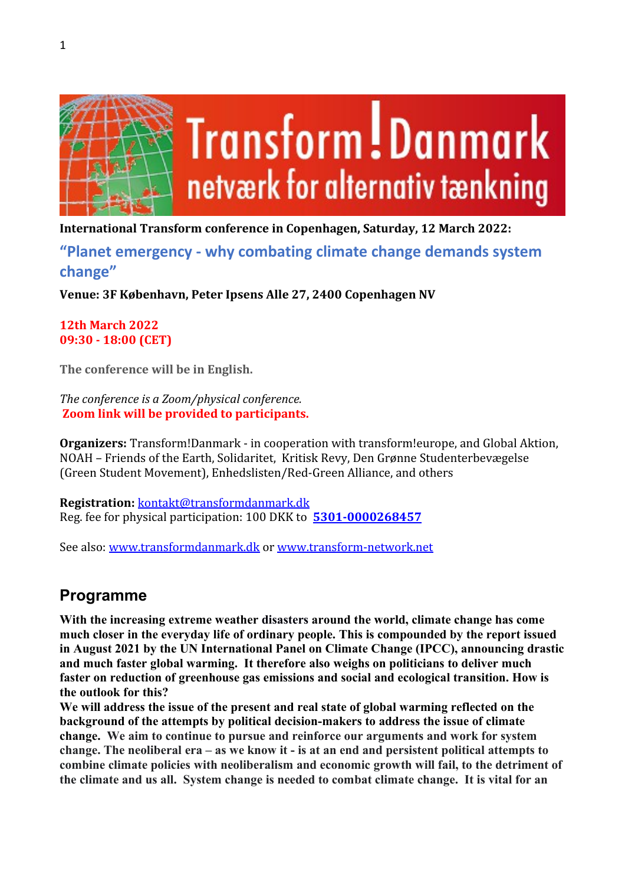**International Transform conference in Copenhagen, Saturday, 12 March 2022:**

## "Planet emergency - why combating climate change demands system change"

**Venue: 3F København, Peter Ipsens Alle 27, 2400 Copenhagen NV**

**12th March 2022**
**09:30 - 18:00 (CET)**

**The conference will be in English.**

*The conference is a Zoom/physical conference.*
**Zoom link will be provided to participants.**

**Organizers:** Transform!Danmark - in cooperation with transform!europe, and Global Aktion, NOAH – Friends of the Earth, Solidaritet, Kritisk Revy, Den Grønne Studenterbevægelse (Green Student Movement), Enhedslisten/Red-Green Alliance, and others

**Registration:** kontakt@transformdanmark.dk
Reg. fee for physical participation: 100 DKK to **5301-0000268457**

See also: www.transformdanmark.dk or www.transform-network.net

## Programme

**With the increasing extreme weather disasters around the world, climate change has come much closer in the everyday life of ordinary people. This is compounded by the report issued in August 2021 by the UN International Panel on Climate Change (IPCC), announcing drastic and much faster global warming. It therefore also weighs on politicians to deliver much faster on reduction of greenhouse gas emissions and social and ecological transition. How is the outlook for this?**
**We will address the issue of the present and real state of global warming reflected on the background of the attempts by political decision-makers to address the issue of climate change. We aim to continue to pursue and reinforce our arguments and work for system change. The neoliberal era – as we know it - is at an end and persistent political attempts to combine climate policies with neoliberalism and economic growth will fail, to the detriment of the climate and us all. System change is needed to combat climate change. It is vital for an**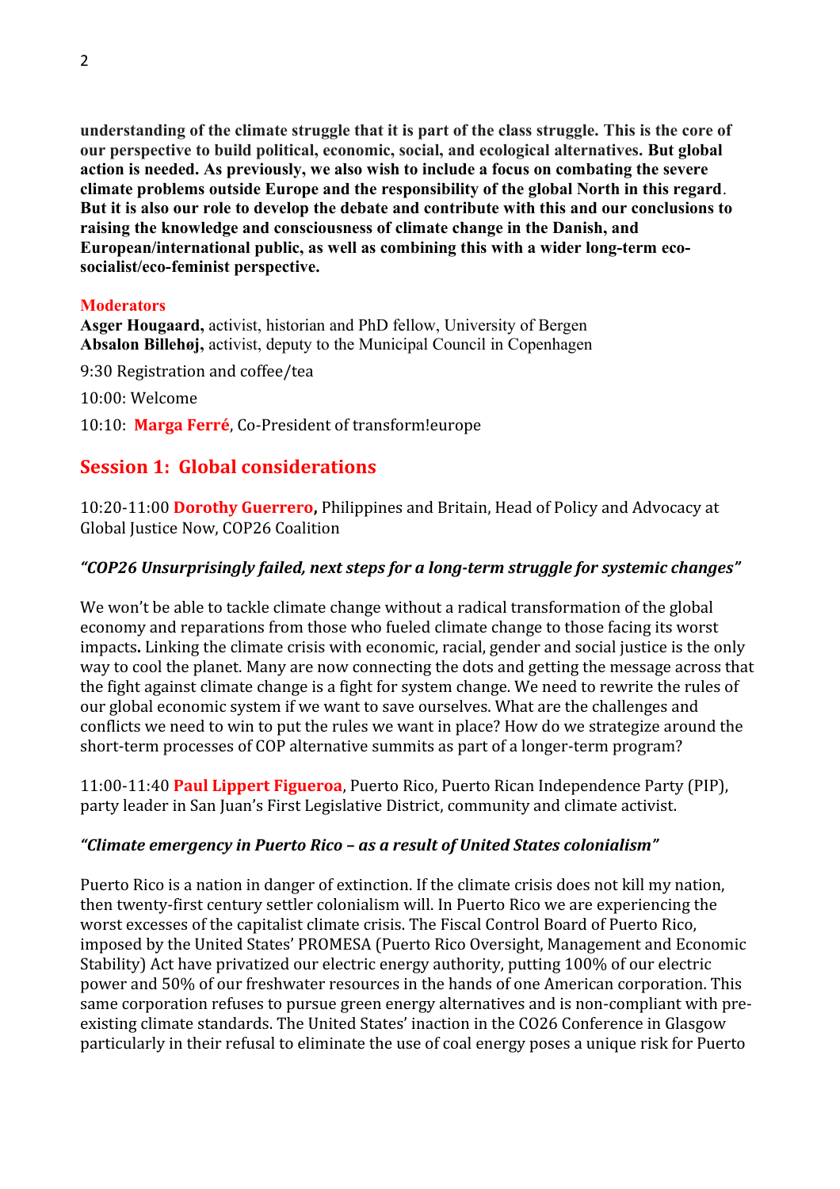**understanding of the climate struggle that it is part of the class struggle. This is the core of our perspective to build political, economic, social, and ecological alternatives. But global action is needed. As previously, we also wish to include a focus on combating the severe climate problems outside Europe and the responsibility of the global North in this regard. But it is also our role to develop the debate and contribute with this and our conclusions to raising the knowledge and consciousness of climate change in the Danish, and European/international public, as well as combining this with a wider long-term eco-socialist/eco-feminist perspective.**

**Moderators**
**Asger Hougaard,** activist, historian and PhD fellow, University of Bergen
**Absalon Billehøj,** activist, deputy to the Municipal Council in Copenhagen

9:30 Registration and coffee/tea

10:00: Welcome

10:10: **Marga Ferré**, Co-President of transform!europe

## Session 1: Global considerations

10:20-11:00 **Dorothy Guerrero,** Philippines and Britain, Head of Policy and Advocacy at Global Justice Now, COP26 Coalition

### *"COP26 Unsurprisingly failed, next steps for a long-term struggle for systemic changes"*

We won't be able to tackle climate change without a radical transformation of the global economy and reparations from those who fueled climate change to those facing its worst impacts**.** Linking the climate crisis with economic, racial, gender and social justice is the only way to cool the planet. Many are now connecting the dots and getting the message across that the fight against climate change is a fight for system change. We need to rewrite the rules of our global economic system if we want to save ourselves. What are the challenges and conflicts we need to win to put the rules we want in place? How do we strategize around the short-term processes of COP alternative summits as part of a longer-term program?

11:00-11:40 **Paul Lippert Figueroa**, Puerto Rico, Puerto Rican Independence Party (PIP), party leader in San Juan's First Legislative District, community and climate activist.

### *"Climate emergency in Puerto Rico – as a result of United States colonialism"*

Puerto Rico is a nation in danger of extinction. If the climate crisis does not kill my nation, then twenty-first century settler colonialism will. In Puerto Rico we are experiencing the worst excesses of the capitalist climate crisis. The Fiscal Control Board of Puerto Rico, imposed by the United States' PROMESA (Puerto Rico Oversight, Management and Economic Stability) Act have privatized our electric energy authority, putting 100% of our electric power and 50% of our freshwater resources in the hands of one American corporation. This same corporation refuses to pursue green energy alternatives and is non-compliant with pre-existing climate standards. The United States' inaction in the CO26 Conference in Glasgow particularly in their refusal to eliminate the use of coal energy poses a unique risk for Puerto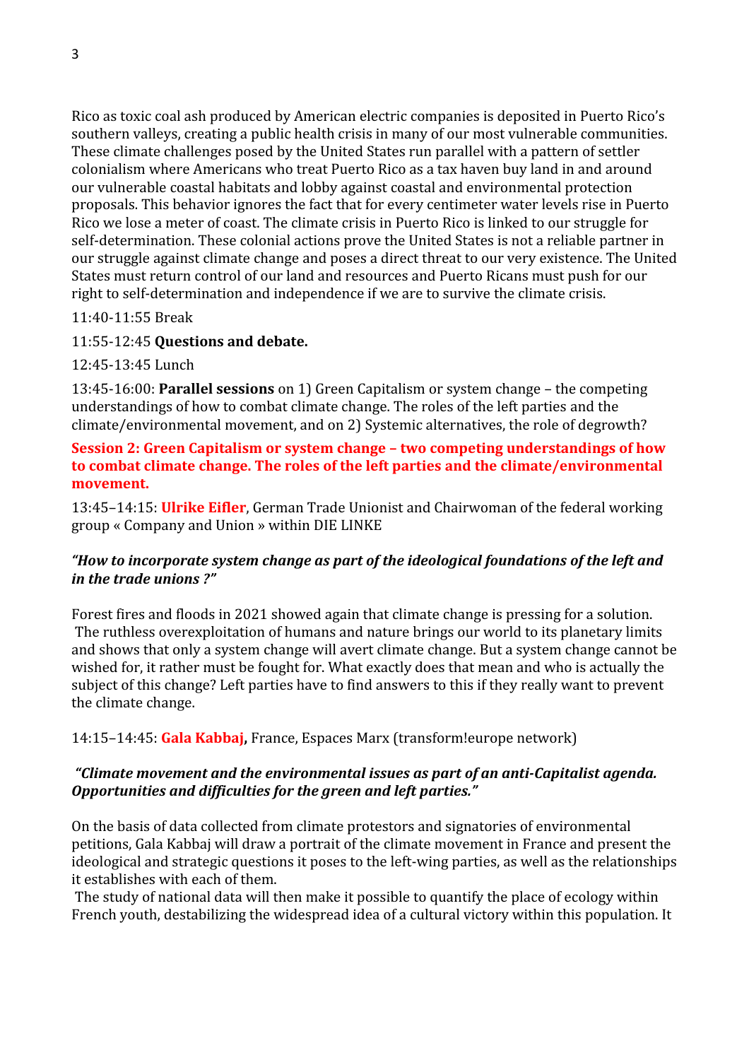Rico as toxic coal ash produced by American electric companies is deposited in Puerto Rico's southern valleys, creating a public health crisis in many of our most vulnerable communities. These climate challenges posed by the United States run parallel with a pattern of settler colonialism where Americans who treat Puerto Rico as a tax haven buy land in and around our vulnerable coastal habitats and lobby against coastal and environmental protection proposals. This behavior ignores the fact that for every centimeter water levels rise in Puerto Rico we lose a meter of coast. The climate crisis in Puerto Rico is linked to our struggle for self-determination. These colonial actions prove the United States is not a reliable partner in our struggle against climate change and poses a direct threat to our very existence. The United States must return control of our land and resources and Puerto Ricans must push for our right to self-determination and independence if we are to survive the climate crisis.

11:40-11:55 Break

11:55-12:45 **Questions and debate.**

12:45-13:45 Lunch

13:45-16:00: **Parallel sessions** on 1) Green Capitalism or system change – the competing understandings of how to combat climate change. The roles of the left parties and the climate/environmental movement, and on 2) Systemic alternatives, the role of degrowth?

**Session 2: Green Capitalism or system change – two competing understandings of how to combat climate change. The roles of the left parties and the climate/environmental movement.**

13:45–14:15: **Ulrike Eifler**, German Trade Unionist and Chairwoman of the federal working group « Company and Union » within DIE LINKE

***"How to incorporate system change as part of the ideological foundations of the left and in the trade unions ?"***

Forest fires and floods in 2021 showed again that climate change is pressing for a solution. The ruthless overexploitation of humans and nature brings our world to its planetary limits and shows that only a system change will avert climate change. But a system change cannot be wished for, it rather must be fought for. What exactly does that mean and who is actually the subject of this change? Left parties have to find answers to this if they really want to prevent the climate change.

14:15–14:45: **Gala Kabbaj,** France, Espaces Marx (transform!europe network)

***"Climate movement and the environmental issues as part of an anti-Capitalist agenda. Opportunities and difficulties for the green and left parties."***

On the basis of data collected from climate protestors and signatories of environmental petitions, Gala Kabbaj will draw a portrait of the climate movement in France and present the ideological and strategic questions it poses to the left-wing parties, as well as the relationships it establishes with each of them.

The study of national data will then make it possible to quantify the place of ecology within French youth, destabilizing the widespread idea of a cultural victory within this population. It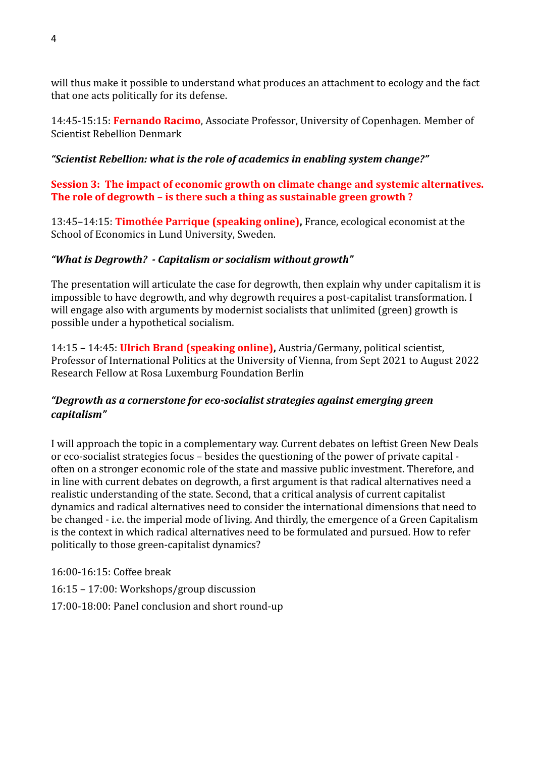will thus make it possible to understand what produces an attachment to ecology and the fact that one acts politically for its defense.

14:45-15:15: **Fernando Racimo**, Associate Professor, University of Copenhagen. Member of Scientist Rebellion Denmark

***"Scientist Rebellion: what is the role of academics in enabling system change?"***

**Session 3: The impact of economic growth on climate change and systemic alternatives. The role of degrowth – is there such a thing as sustainable green growth ?**

13:45–14:15: **Timothée Parrique (speaking online),** France, ecological economist at the School of Economics in Lund University, Sweden.

***"What is Degrowth? - Capitalism or socialism without growth"***

The presentation will articulate the case for degrowth, then explain why under capitalism it is impossible to have degrowth, and why degrowth requires a post-capitalist transformation. I will engage also with arguments by modernist socialists that unlimited (green) growth is possible under a hypothetical socialism.

14:15 – 14:45: **Ulrich Brand (speaking online),** Austria/Germany, political scientist, Professor of International Politics at the University of Vienna, from Sept 2021 to August 2022 Research Fellow at Rosa Luxemburg Foundation Berlin

***"Degrowth as a cornerstone for eco-socialist strategies against emerging green capitalism"***

I will approach the topic in a complementary way. Current debates on leftist Green New Deals or eco-socialist strategies focus – besides the questioning of the power of private capital - often on a stronger economic role of the state and massive public investment. Therefore, and in line with current debates on degrowth, a first argument is that radical alternatives need a realistic understanding of the state. Second, that a critical analysis of current capitalist dynamics and radical alternatives need to consider the international dimensions that need to be changed - i.e. the imperial mode of living. And thirdly, the emergence of a Green Capitalism is the context in which radical alternatives need to be formulated and pursued. How to refer politically to those green-capitalist dynamics?

16:00-16:15: Coffee break

16:15 – 17:00: Workshops/group discussion

17:00-18:00: Panel conclusion and short round-up